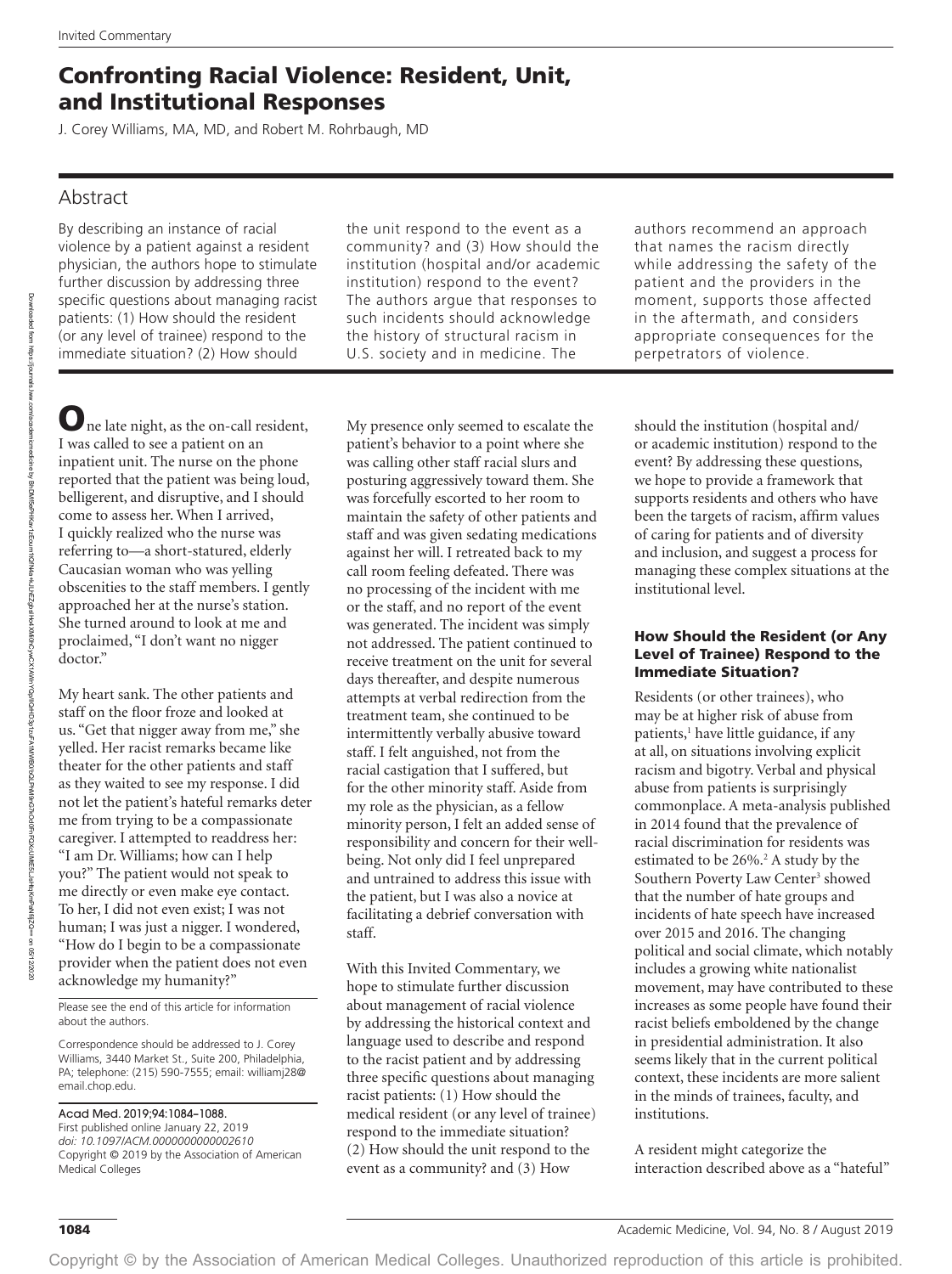Invited Commentary

# Confronting Racial Violence: Resident, Unit, and Institutional Responses

J. Corey Williams, MA, MD, and Robert M. Rohrbaugh, MD

## Abstract

By describing an instance of racial violence by a patient against a resident physician, the authors hope to stimulate further discussion by addressing three specific questions about managing racist patients: (1) How should the resident (or any level of trainee) respond to the immediate situation? (2) How should the unit respond to the event as a community? and (3) How should the institution (hospital and/or academic institution) respond to the event? The authors argue that responses to such incidents should acknowledge the history of structural racism in U.S. society and in medicine. The authors recommend an approach that names the racism directly while addressing the safety of the patient and the providers in the moment, supports those affected in the aftermath, and considers appropriate consequences for the perpetrators of violence.

One late night, as the on-call resident, I was called to see a patient on an inpatient unit. The nurse on the phone reported that the patient was being loud, belligerent, and disruptive, and I should come to assess her. When I arrived, I quickly realized who the nurse was referring to—a short-statured, elderly Caucasian woman who was yelling obscenities to the staff members. I gently approached her at the nurse's station. She turned around to look at me and proclaimed, "I don't want no nigger doctor."

My heart sank. The other patients and staff on the floor froze and looked at us. "Get that nigger away from me," she yelled. Her racist remarks became like theater for the other patients and staff as they waited to see my response. I did not let the patient's hateful remarks deter me from trying to be a compassionate caregiver. I attempted to readdress her: "I am Dr. Williams; how can I help you?" The patient would not speak to me directly or even make eye contact. To her, I did not even exist; I was not human; I was just a nigger. I wondered, "How do I begin to be a compassionate provider when the patient does not even acknowledge my humanity?"

My presence only seemed to escalate the patient's behavior to a point where she was calling other staff racial slurs and posturing aggressively toward them. She was forcefully escorted to her room to maintain the safety of other patients and staff and was given sedating medications against her will. I retreated back to my call room feeling defeated. There was no processing of the incident with me or the staff, and no report of the event was generated. The incident was simply not addressed. The patient continued to receive treatment on the unit for several days thereafter, and despite numerous attempts at verbal redirection from the treatment team, she continued to be intermittently verbally abusive toward staff. I felt anguished, not from the racial castigation that I suffered, but for the other minority staff. Aside from my role as the physician, as a fellow minority person, I felt an added sense of responsibility and concern for their well-being. Not only did I feel unprepared and untrained to address this issue with the patient, but I was also a novice at facilitating a debrief conversation with staff.

With this Invited Commentary, we hope to stimulate further discussion about management of racial violence by addressing the historical context and language used to describe and respond to the racist patient and by addressing three specific questions about managing racist patients: (1) How should the medical resident (or any level of trainee) respond to the immediate situation? (2) How should the unit respond to the event as a community? and (3) How should the institution (hospital and/or academic institution) respond to the event? By addressing these questions, we hope to provide a framework that supports residents and others who have been the targets of racism, affirm values of caring for patients and of diversity and inclusion, and suggest a process for managing these complex situations at the institutional level.

### How Should the Resident (or Any Level of Trainee) Respond to the Immediate Situation?

Residents (or other trainees), who may be at higher risk of abuse from patients,[1] have little guidance, if any at all, on situations involving explicit racism and bigotry. Verbal and physical abuse from patients is surprisingly commonplace. A meta-analysis published in 2014 found that the prevalence of racial discrimination for residents was estimated to be 26%.[2] A study by the Southern Poverty Law Center[3] showed that the number of hate groups and incidents of hate speech have increased over 2015 and 2016. The changing political and social climate, which notably includes a growing white nationalist movement, may have contributed to these increases as some people have found their racist beliefs emboldened by the change in presidential administration. It also seems likely that in the current political context, these incidents are more salient in the minds of trainees, faculty, and institutions.

A resident might categorize the interaction described above as a "hateful"

Please see the end of this article for information about the authors.

Correspondence should be addressed to J. Corey Williams, 3440 Market St., Suite 200, Philadelphia, PA; telephone: (215) 590-7555; email: williamj28@email.chop.edu.

Acad Med. 2019;94:1084–1088.
First published online January 22, 2019
*doi: 10.1097/ACM.0000000000002610*
Copyright © 2019 by the Association of American Medical Colleges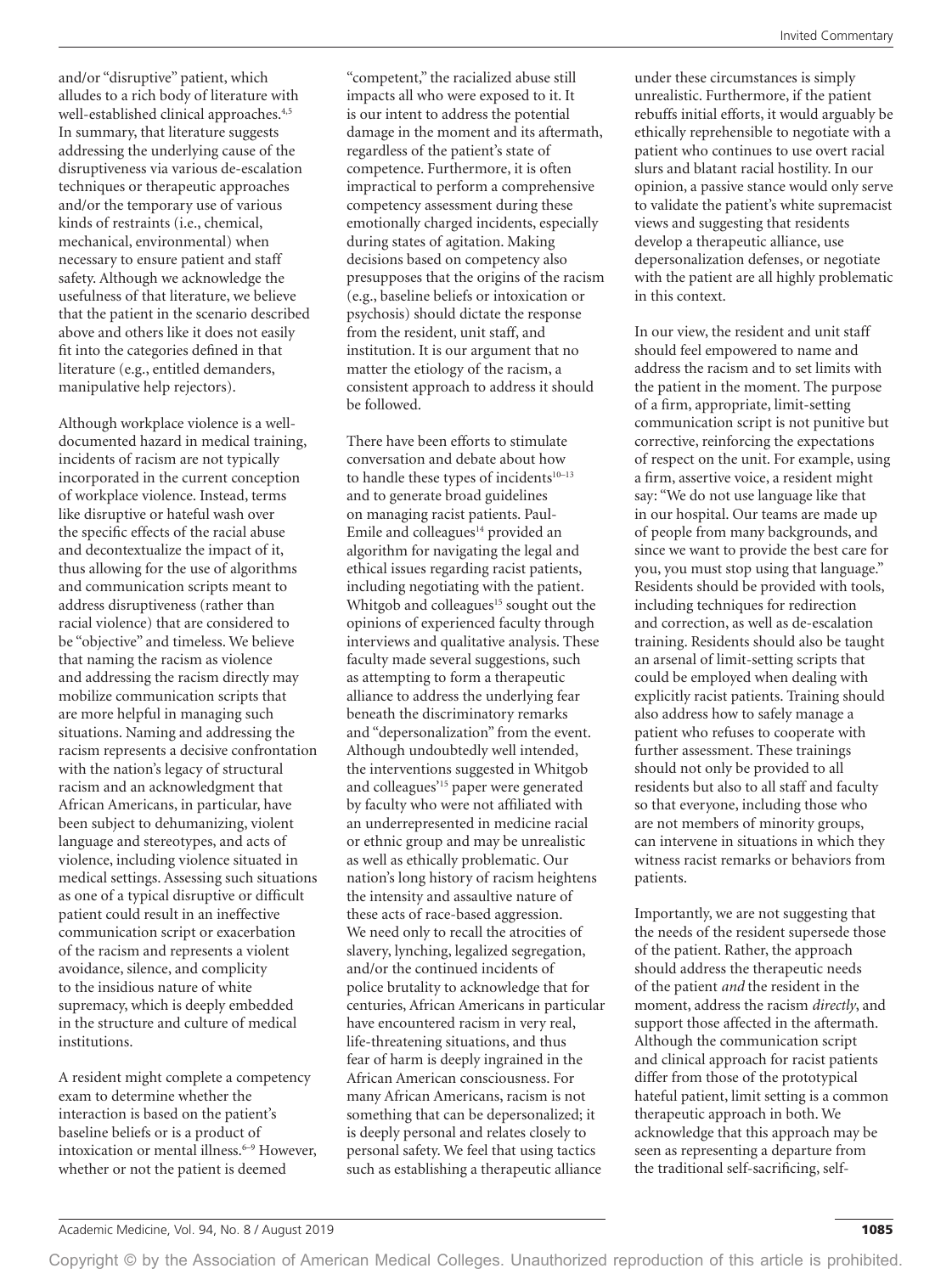and/or "disruptive" patient, which alludes to a rich body of literature with well-established clinical approaches.[4,5] In summary, that literature suggests addressing the underlying cause of the disruptiveness via various de-escalation techniques or therapeutic approaches and/or the temporary use of various kinds of restraints (i.e., chemical, mechanical, environmental) when necessary to ensure patient and staff safety. Although we acknowledge the usefulness of that literature, we believe that the patient in the scenario described above and others like it does not easily fit into the categories defined in that literature (e.g., entitled demanders, manipulative help rejectors).

Although workplace violence is a well-documented hazard in medical training, incidents of racism are not typically incorporated in the current conception of workplace violence. Instead, terms like disruptive or hateful wash over the specific effects of the racial abuse and decontextualize the impact of it, thus allowing for the use of algorithms and communication scripts meant to address disruptiveness (rather than racial violence) that are considered to be "objective" and timeless. We believe that naming the racism as violence and addressing the racism directly may mobilize communication scripts that are more helpful in managing such situations. Naming and addressing the racism represents a decisive confrontation with the nation's legacy of structural racism and an acknowledgment that African Americans, in particular, have been subject to dehumanizing, violent language and stereotypes, and acts of violence, including violence situated in medical settings. Assessing such situations as one of a typical disruptive or difficult patient could result in an ineffective communication script or exacerbation of the racism and represents a violent avoidance, silence, and complicity to the insidious nature of white supremacy, which is deeply embedded in the structure and culture of medical institutions.

A resident might complete a competency exam to determine whether the interaction is based on the patient's baseline beliefs or is a product of intoxication or mental illness.[6–9] However, whether or not the patient is deemed "competent," the racialized abuse still impacts all who were exposed to it. It is our intent to address the potential damage in the moment and its aftermath, regardless of the patient's state of competence. Furthermore, it is often impractical to perform a comprehensive competency assessment during these emotionally charged incidents, especially during states of agitation. Making decisions based on competency also presupposes that the origins of the racism (e.g., baseline beliefs or intoxication or psychosis) should dictate the response from the resident, unit staff, and institution. It is our argument that no matter the etiology of the racism, a consistent approach to address it should be followed.

There have been efforts to stimulate conversation and debate about how to handle these types of incidents[10–13] and to generate broad guidelines on managing racist patients. Paul-Emile and colleagues[14] provided an algorithm for navigating the legal and ethical issues regarding racist patients, including negotiating with the patient. Whitgob and colleagues[15] sought out the opinions of experienced faculty through interviews and qualitative analysis. These faculty made several suggestions, such as attempting to form a therapeutic alliance to address the underlying fear beneath the discriminatory remarks and "depersonalization" from the event. Although undoubtedly well intended, the interventions suggested in Whitgob and colleagues'[15] paper were generated by faculty who were not affiliated with an underrepresented in medicine racial or ethnic group and may be unrealistic as well as ethically problematic. Our nation's long history of racism heightens the intensity and assaultive nature of these acts of race-based aggression. We need only to recall the atrocities of slavery, lynching, legalized segregation, and/or the continued incidents of police brutality to acknowledge that for centuries, African Americans in particular have encountered racism in very real, life-threatening situations, and thus fear of harm is deeply ingrained in the African American consciousness. For many African Americans, racism is not something that can be depersonalized; it is deeply personal and relates closely to personal safety. We feel that using tactics such as establishing a therapeutic alliance under these circumstances is simply unrealistic. Furthermore, if the patient rebuffs initial efforts, it would arguably be ethically reprehensible to negotiate with a patient who continues to use overt racial slurs and blatant racial hostility. In our opinion, a passive stance would only serve to validate the patient's white supremacist views and suggesting that residents develop a therapeutic alliance, use depersonalization defenses, or negotiate with the patient are all highly problematic in this context.

In our view, the resident and unit staff should feel empowered to name and address the racism and to set limits with the patient in the moment. The purpose of a firm, appropriate, limit-setting communication script is not punitive but corrective, reinforcing the expectations of respect on the unit. For example, using a firm, assertive voice, a resident might say: "We do not use language like that in our hospital. Our teams are made up of people from many backgrounds, and since we want to provide the best care for you, you must stop using that language." Residents should be provided with tools, including techniques for redirection and correction, as well as de-escalation training. Residents should also be taught an arsenal of limit-setting scripts that could be employed when dealing with explicitly racist patients. Training should also address how to safely manage a patient who refuses to cooperate with further assessment. These trainings should not only be provided to all residents but also to all staff and faculty so that everyone, including those who are not members of minority groups, can intervene in situations in which they witness racist remarks or behaviors from patients.

Importantly, we are not suggesting that the needs of the resident supersede those of the patient. Rather, the approach should address the therapeutic needs of the patient *and* the resident in the moment, address the racism *directly*, and support those affected in the aftermath. Although the communication script and clinical approach for racist patients differ from those of the prototypical hateful patient, limit setting is a common therapeutic approach in both. We acknowledge that this approach may be seen as representing a departure from the traditional self-sacrificing, self-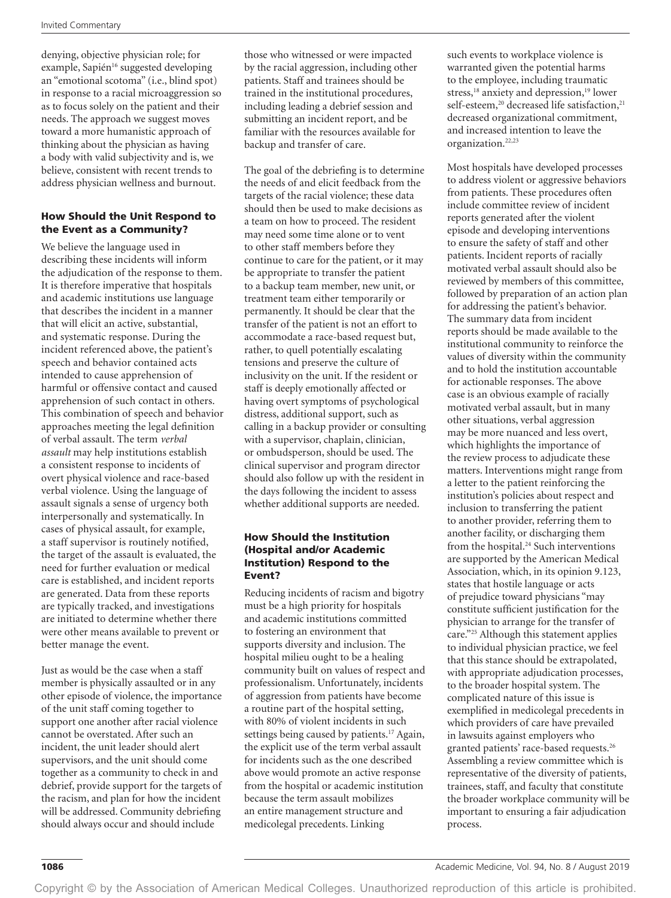denying, objective physician role; for example, Sapién[16] suggested developing an "emotional scotoma" (i.e., blind spot) in response to a racial microaggression so as to focus solely on the patient and their needs. The approach we suggest moves toward a more humanistic approach of thinking about the physician as having a body with valid subjectivity and is, we believe, consistent with recent trends to address physician wellness and burnout.

### How Should the Unit Respond to the Event as a Community?

We believe the language used in describing these incidents will inform the adjudication of the response to them. It is therefore imperative that hospitals and academic institutions use language that describes the incident in a manner that will elicit an active, substantial, and systematic response. During the incident referenced above, the patient's speech and behavior contained acts intended to cause apprehension of harmful or offensive contact and caused apprehension of such contact in others. This combination of speech and behavior approaches meeting the legal definition of verbal assault. The term *verbal assault* may help institutions establish a consistent response to incidents of overt physical violence and race-based verbal violence. Using the language of assault signals a sense of urgency both interpersonally and systematically. In cases of physical assault, for example, a staff supervisor is routinely notified, the target of the assault is evaluated, the need for further evaluation or medical care is established, and incident reports are generated. Data from these reports are typically tracked, and investigations are initiated to determine whether there were other means available to prevent or better manage the event.

Just as would be the case when a staff member is physically assaulted or in any other episode of violence, the importance of the unit staff coming together to support one another after racial violence cannot be overstated. After such an incident, the unit leader should alert supervisors, and the unit should come together as a community to check in and debrief, provide support for the targets of the racism, and plan for how the incident will be addressed. Community debriefing should always occur and should include those who witnessed or were impacted by the racial aggression, including other patients. Staff and trainees should be trained in the institutional procedures, including leading a debrief session and submitting an incident report, and be familiar with the resources available for backup and transfer of care.

The goal of the debriefing is to determine the needs of and elicit feedback from the targets of the racial violence; these data should then be used to make decisions as a team on how to proceed. The resident may need some time alone or to vent to other staff members before they continue to care for the patient, or it may be appropriate to transfer the patient to a backup team member, new unit, or treatment team either temporarily or permanently. It should be clear that the transfer of the patient is not an effort to accommodate a race-based request but, rather, to quell potentially escalating tensions and preserve the culture of inclusivity on the unit. If the resident or staff is deeply emotionally affected or having overt symptoms of psychological distress, additional support, such as calling in a backup provider or consulting with a supervisor, chaplain, clinician, or ombudsperson, should be used. The clinical supervisor and program director should also follow up with the resident in the days following the incident to assess whether additional supports are needed.

### How Should the Institution (Hospital and/or Academic Institution) Respond to the Event?

Reducing incidents of racism and bigotry must be a high priority for hospitals and academic institutions committed to fostering an environment that supports diversity and inclusion. The hospital milieu ought to be a healing community built on values of respect and professionalism. Unfortunately, incidents of aggression from patients have become a routine part of the hospital setting, with 80% of violent incidents in such settings being caused by patients.[17] Again, the explicit use of the term verbal assault for incidents such as the one described above would promote an active response from the hospital or academic institution because the term assault mobilizes an entire management structure and medicolegal precedents. Linking such events to workplace violence is warranted given the potential harms to the employee, including traumatic stress,[18] anxiety and depression,[19] lower self-esteem,[20] decreased life satisfaction,[21] decreased organizational commitment, and increased intention to leave the organization.[22,23]

Most hospitals have developed processes to address violent or aggressive behaviors from patients. These procedures often include committee review of incident reports generated after the violent episode and developing interventions to ensure the safety of staff and other patients. Incident reports of racially motivated verbal assault should also be reviewed by members of this committee, followed by preparation of an action plan for addressing the patient's behavior. The summary data from incident reports should be made available to the institutional community to reinforce the values of diversity within the community and to hold the institution accountable for actionable responses. The above case is an obvious example of racially motivated verbal assault, but in many other situations, verbal aggression may be more nuanced and less overt, which highlights the importance of the review process to adjudicate these matters. Interventions might range from a letter to the patient reinforcing the institution's policies about respect and inclusion to transferring the patient to another provider, referring them to another facility, or discharging them from the hospital.[24] Such interventions are supported by the American Medical Association, which, in its opinion 9.123, states that hostile language or acts of prejudice toward physicians "may constitute sufficient justification for the physician to arrange for the transfer of care."[25] Although this statement applies to individual physician practice, we feel that this stance should be extrapolated, with appropriate adjudication processes, to the broader hospital system. The complicated nature of this issue is exemplified in medicolegal precedents in which providers of care have prevailed in lawsuits against employers who granted patients' race-based requests.[26] Assembling a review committee which is representative of the diversity of patients, trainees, staff, and faculty that constitute the broader workplace community will be important to ensuring a fair adjudication process.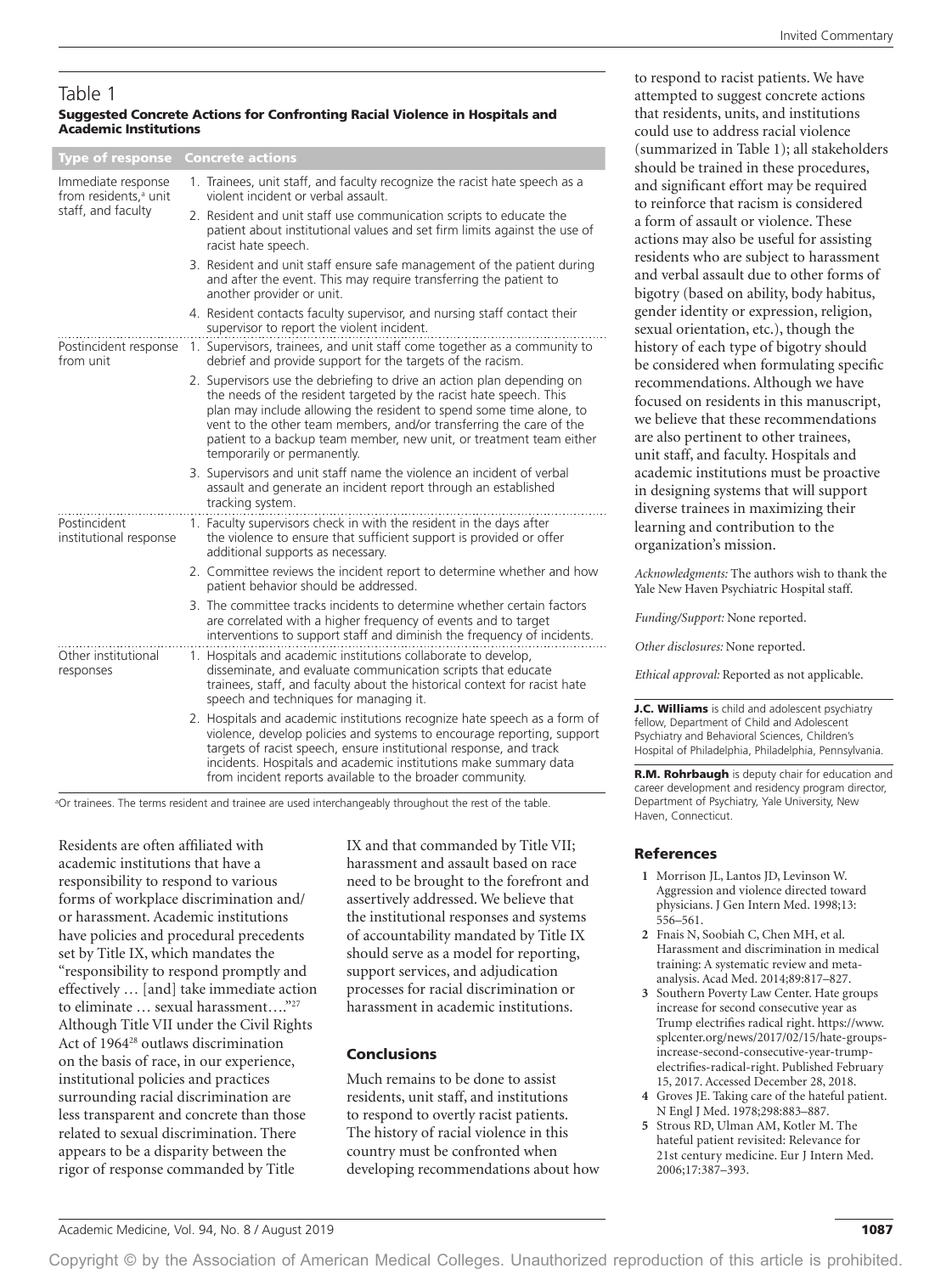## Table 1

**Suggested Concrete Actions for Confronting Racial Violence in Hospitals and Academic Institutions**

| Type of response | Concrete actions |
|---|---|
| Immediate response from residents,[a] unit staff, and faculty | 1. Trainees, unit staff, and faculty recognize the racist hate speech as a violent incident or verbal assault. |
| | 2. Resident and unit staff use communication scripts to educate the patient about institutional values and set firm limits against the use of racist hate speech. |
| | 3. Resident and unit staff ensure safe management of the patient during and after the event. This may require transferring the patient to another provider or unit. |
| | 4. Resident contacts faculty supervisor, and nursing staff contact their supervisor to report the violent incident. |
| Postincident response from unit | 1. Supervisors, trainees, and unit staff come together as a community to debrief and provide support for the targets of the racism. |
| | 2. Supervisors use the debriefing to drive an action plan depending on the needs of the resident targeted by the racist hate speech. This plan may include allowing the resident to spend some time alone, to vent to the other team members, and/or transferring the care of the patient to a backup team member, new unit, or treatment team either temporarily or permanently. |
| | 3. Supervisors and unit staff name the violence an incident of verbal assault and generate an incident report through an established tracking system. |
| Postincident institutional response | 1. Faculty supervisors check in with the resident in the days after the violence to ensure that sufficient support is provided or offer additional supports as necessary. |
| | 2. Committee reviews the incident report to determine whether and how patient behavior should be addressed. |
| | 3. The committee tracks incidents to determine whether certain factors are correlated with a higher frequency of events and to target interventions to support staff and diminish the frequency of incidents. |
| Other institutional responses | 1. Hospitals and academic institutions collaborate to develop, disseminate, and evaluate communication scripts that educate trainees, staff, and faculty about the historical context for racist hate speech and techniques for managing it. |
| | 2. Hospitals and academic institutions recognize hate speech as a form of violence, develop policies and systems to encourage reporting, support targets of racist speech, ensure institutional response, and track incidents. Hospitals and academic institutions make summary data from incident reports available to the broader community. |

[a]Or trainees. The terms resident and trainee are used interchangeably throughout the rest of the table.

Residents are often affiliated with academic institutions that have a responsibility to respond to various forms of workplace discrimination and/or harassment. Academic institutions have policies and procedural precedents set by Title IX, which mandates the "responsibility to respond promptly and effectively … [and] take immediate action to eliminate … sexual harassment…."[27] Although Title VII under the Civil Rights Act of 1964[28] outlaws discrimination on the basis of race, in our experience, institutional policies and practices surrounding racial discrimination are less transparent and concrete than those related to sexual discrimination. There appears to be a disparity between the rigor of response commanded by Title IX and that commanded by Title VII; harassment and assault based on race need to be brought to the forefront and assertively addressed. We believe that the institutional responses and systems of accountability mandated by Title IX should serve as a model for reporting, support services, and adjudication processes for racial discrimination or harassment in academic institutions.

### Conclusions

Much remains to be done to assist residents, unit staff, and institutions to respond to overtly racist patients. The history of racial violence in this country must be confronted when developing recommendations about how to respond to racist patients. We have attempted to suggest concrete actions that residents, units, and institutions could use to address racial violence (summarized in Table 1); all stakeholders should be trained in these procedures, and significant effort may be required to reinforce that racism is considered a form of assault or violence. These actions may also be useful for assisting residents who are subject to harassment and verbal assault due to other forms of bigotry (based on ability, body habitus, gender identity or expression, religion, sexual orientation, etc.), though the history of each type of bigotry should be considered when formulating specific recommendations. Although we have focused on residents in this manuscript, we believe that these recommendations are also pertinent to other trainees, unit staff, and faculty. Hospitals and academic institutions must be proactive in designing systems that will support diverse trainees in maximizing their learning and contribution to the organization's mission.

*Acknowledgments:* The authors wish to thank the Yale New Haven Psychiatric Hospital staff.

*Funding/Support:* None reported.

*Other disclosures:* None reported.

*Ethical approval:* Reported as not applicable.

**J.C. Williams** is child and adolescent psychiatry fellow, Department of Child and Adolescent Psychiatry and Behavioral Sciences, Children's Hospital of Philadelphia, Philadelphia, Pennsylvania.

**R.M. Rohrbaugh** is deputy chair for education and career development and residency program director, Department of Psychiatry, Yale University, New Haven, Connecticut.

### References

1. Morrison JL, Lantos JD, Levinson W. Aggression and violence directed toward physicians. J Gen Intern Med. 1998;13:556–561.
2. Fnais N, Soobiah C, Chen MH, et al. Harassment and discrimination in medical training: A systematic review and meta-analysis. Acad Med. 2014;89:817–827.
3. Southern Poverty Law Center. Hate groups increase for second consecutive year as Trump electrifies radical right. https://www.splcenter.org/news/2017/02/15/hate-groups-increase-second-consecutive-year-trump-electrifies-radical-right. Published February 15, 2017. Accessed December 28, 2018.
4. Groves JE. Taking care of the hateful patient. N Engl J Med. 1978;298:883–887.
5. Strous RD, Ulman AM, Kotler M. The hateful patient revisited: Relevance for 21st century medicine. Eur J Intern Med. 2006;17:387–393.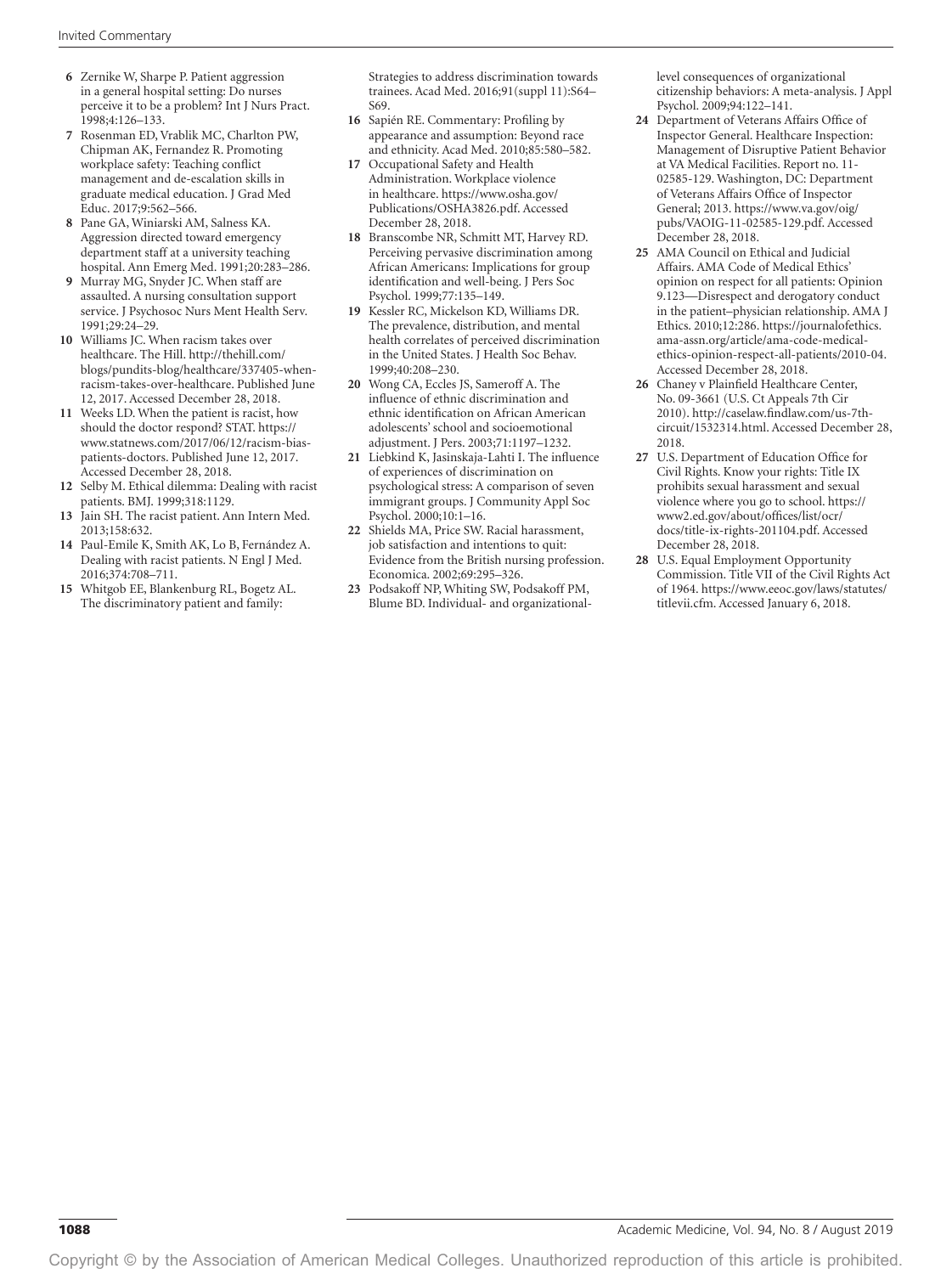6 Zernike W, Sharpe P. Patient aggression in a general hospital setting: Do nurses perceive it to be a problem? Int J Nurs Pract. 1998;4:126–133.

7 Rosenman ED, Vrablik MC, Charlton PW, Chipman AK, Fernandez R. Promoting workplace safety: Teaching conflict management and de-escalation skills in graduate medical education. J Grad Med Educ. 2017;9:562–566.

8 Pane GA, Winiarski AM, Salness KA. Aggression directed toward emergency department staff at a university teaching hospital. Ann Emerg Med. 1991;20:283–286.

9 Murray MG, Snyder JC. When staff are assaulted. A nursing consultation support service. J Psychosoc Nurs Ment Health Serv. 1991;29:24–29.

10 Williams JC. When racism takes over healthcare. The Hill. http://thehill.com/blogs/pundits-blog/healthcare/337405-when-racism-takes-over-healthcare. Published June 12, 2017. Accessed December 28, 2018.

11 Weeks LD. When the patient is racist, how should the doctor respond? STAT. https://www.statnews.com/2017/06/12/racism-bias-patients-doctors. Published June 12, 2017. Accessed December 28, 2018.

12 Selby M. Ethical dilemma: Dealing with racist patients. BMJ. 1999;318:1129.

13 Jain SH. The racist patient. Ann Intern Med. 2013;158:632.

14 Paul-Emile K, Smith AK, Lo B, Fernández A. Dealing with racist patients. N Engl J Med. 2016;374:708–711.

15 Whitgob EE, Blankenburg RL, Bogetz AL. The discriminatory patient and family: Strategies to address discrimination towards trainees. Acad Med. 2016;91(suppl 11):S64–S69.

16 Sapién RE. Commentary: Profiling by appearance and assumption: Beyond race and ethnicity. Acad Med. 2010;85:580–582.

17 Occupational Safety and Health Administration. Workplace violence in healthcare. https://www.osha.gov/Publications/OSHA3826.pdf. Accessed December 28, 2018.

18 Branscombe NR, Schmitt MT, Harvey RD. Perceiving pervasive discrimination among African Americans: Implications for group identification and well-being. J Pers Soc Psychol. 1999;77:135–149.

19 Kessler RC, Mickelson KD, Williams DR. The prevalence, distribution, and mental health correlates of perceived discrimination in the United States. J Health Soc Behav. 1999;40:208–230.

20 Wong CA, Eccles JS, Sameroff A. The influence of ethnic discrimination and ethnic identification on African American adolescents' school and socioemotional adjustment. J Pers. 2003;71:1197–1232.

21 Liebkind K, Jasinskaja-Lahti I. The influence of experiences of discrimination on psychological stress: A comparison of seven immigrant groups. J Community Appl Soc Psychol. 2000;10:1–16.

22 Shields MA, Price SW. Racial harassment, job satisfaction and intentions to quit: Evidence from the British nursing profession. Economica. 2002;69:295–326.

23 Podsakoff NP, Whiting SW, Podsakoff PM, Blume BD. Individual- and organizational-level consequences of organizational citizenship behaviors: A meta-analysis. J Appl Psychol. 2009;94:122–141.

24 Department of Veterans Affairs Office of Inspector General. Healthcare Inspection: Management of Disruptive Patient Behavior at VA Medical Facilities. Report no. 11-02585-129. Washington, DC: Department of Veterans Affairs Office of Inspector General; 2013. https://www.va.gov/oig/pubs/VAOIG-11-02585-129.pdf. Accessed December 28, 2018.

25 AMA Council on Ethical and Judicial Affairs. AMA Code of Medical Ethics' opinion on respect for all patients: Opinion 9.123—Disrespect and derogatory conduct in the patient–physician relationship. AMA J Ethics. 2010;12:286. https://journalofethics.ama-assn.org/article/ama-code-medical-ethics-opinion-respect-all-patients/2010-04. Accessed December 28, 2018.

26 Chaney v Plainfield Healthcare Center, No. 09-3661 (U.S. Ct Appeals 7th Cir 2010). http://caselaw.findlaw.com/us-7th-circuit/1532314.html. Accessed December 28, 2018.

27 U.S. Department of Education Office for Civil Rights. Know your rights: Title IX prohibits sexual harassment and sexual violence where you go to school. https://www2.ed.gov/about/offices/list/ocr/docs/title-ix-rights-201104.pdf. Accessed December 28, 2018.

28 U.S. Equal Employment Opportunity Commission. Title VII of the Civil Rights Act of 1964. https://www.eeoc.gov/laws/statutes/titlevii.cfm. Accessed January 6, 2018.